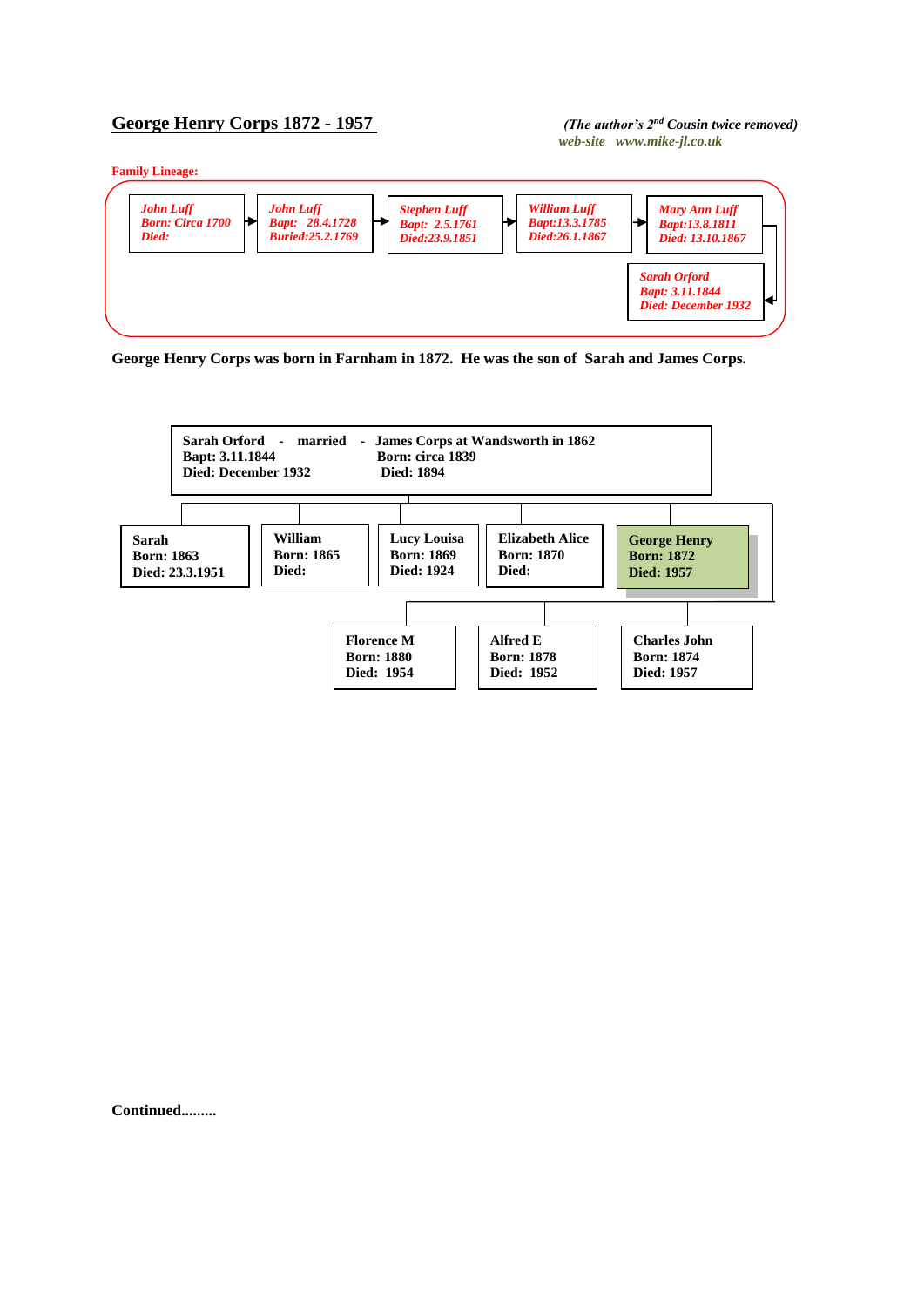# George Henry Corps 1872 - 1957

*(The author's 2nd Cousin twice removed)*
*web-site www.mike-jl.co.uk*

**Family Lineage:**

*John Luff*
*Born: Circa 1700*
*Died:*

→

*John Luff*
*Bapt: 28.4.1728*
*Buried:25.2.1769*

→

*Stephen Luff*
*Bapt: 2.5.1761*
*Died:23.9.1851*

→

*William Luff*
*Bapt:13.3.1785*
*Died:26.1.1867*

→

*Mary Ann Luff*
*Bapt:13.8.1811*
*Died: 13.10.1867*

→

*Sarah Orford*
*Bapt: 3.11.1844*
*Died: December 1932*

**George Henry Corps was born in Farnham in 1872. He was the son of Sarah and James Corps.**

**Sarah Orford - married - James Corps at Wandsworth in 1862**
**Bapt: 3.11.1844 — Born: circa 1839**
**Died: December 1932 — Died: 1894**

**Sarah**
**Born: 1863**
**Died: 23.3.1951**

**William**
**Born: 1865**
**Died:**

**Lucy Louisa**
**Born: 1869**
**Died: 1924**

**Elizabeth Alice**
**Born: 1870**
**Died:**

**George Henry**
**Born: 1872**
**Died: 1957**

**Florence M**
**Born: 1880**
**Died: 1954**

**Alfred E**
**Born: 1878**
**Died: 1952**

**Charles John**
**Born: 1874**
**Died: 1957**

**Continued.........**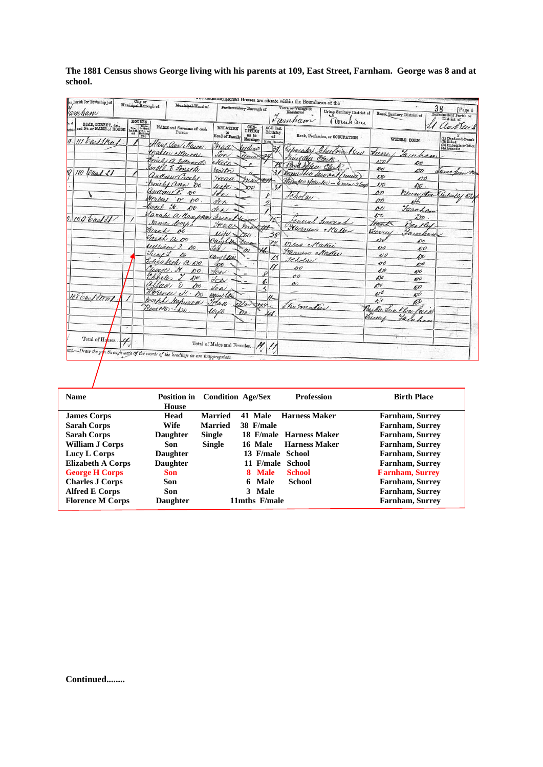**The 1881 Census shows George living with his parents at 109, East Street, Farnham. George was 8 and at school.**

| Name | Position in House | Condition | Age/Sex | Profession | Birth Place |
|---|---|---|---|---|---|
| **James Corps** | **Head** | **Married** | **41 Male** | **Harness Maker** | **Farnham, Surrey** |
| **Sarah Corps** | **Wife** | **Married** | **38 F/male** | | **Farnham, Surrey** |
| **Sarah Corps** | **Daughter** | **Single** | **18 F/male** | **Harness Maker** | **Farnham, Surrey** |
| **William J Corps** | **Son** | **Single** | **16 Male** | **Harness Maker** | **Farnham, Surrey** |
| **Lucy L Corps** | **Daughter** | | **13 F/male** | **School** | **Farnham, Surrey** |
| **Elizabeth A Corps** | **Daughter** | | **11 F/male** | **School** | **Farnham, Surrey** |
| **George H Corps** | **Son** | | **8 Male** | **School** | **Farnham, Surrey** |
| **Charles J Corps** | **Son** | | **6 Male** | **School** | **Farnham, Surrey** |
| **Alfred E Corps** | **Son** | | **3 Male** | | **Farnham, Surrey** |
| **Florence M Corps** | **Daughter** | | **11mths F/male** | | **Farnham, Surrey** |

**Continued........**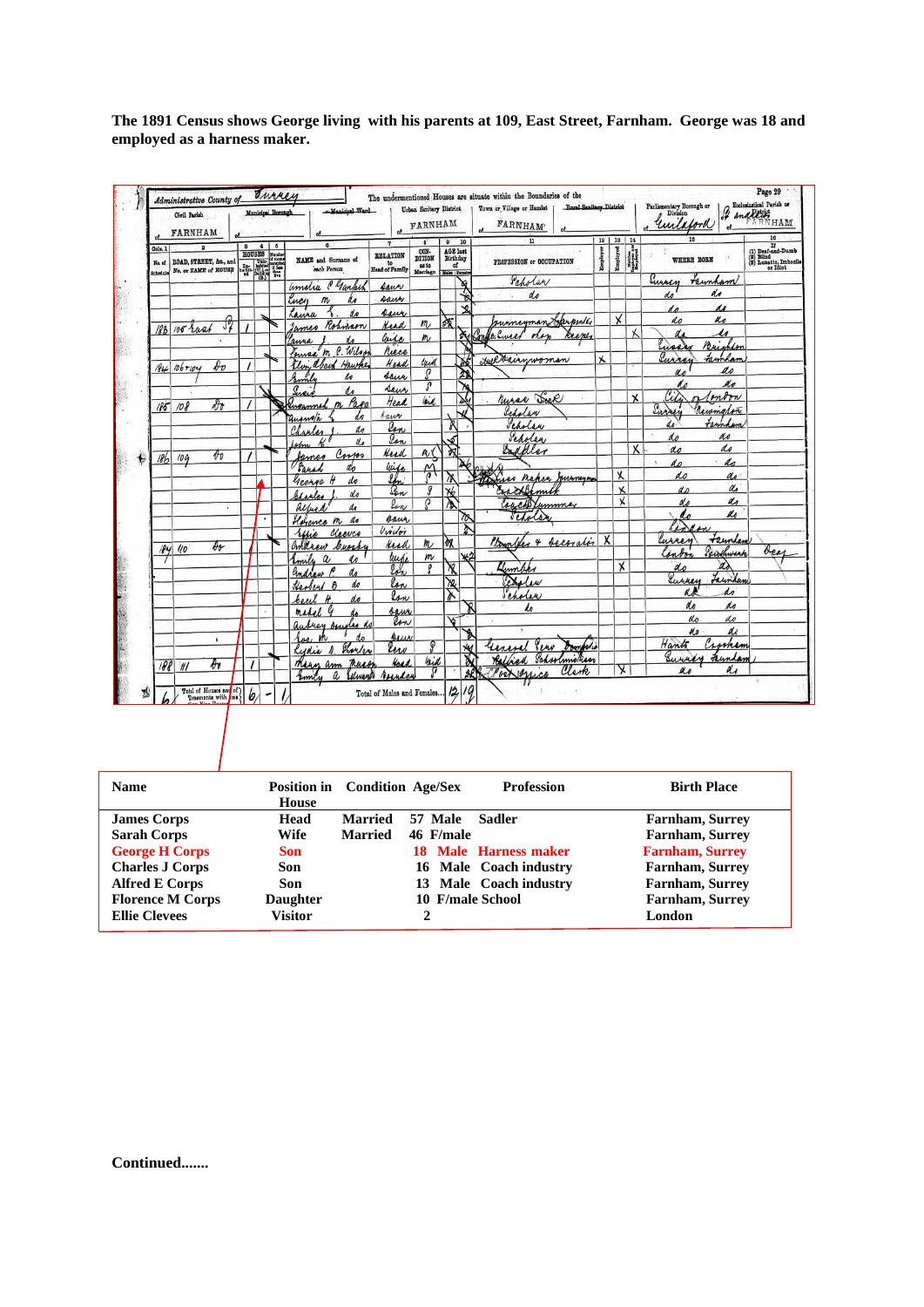**The 1891 Census shows George living with his parents at 109, East Street, Farnham. George was 18 and employed as a harness maker.**

| Name | Position in House | Condition | Age/Sex | Profession | Birth Place |
|---|---|---|---|---|---|
| **James Corps** | **Head** | **Married** | **57 Male** | **Sadler** | **Farnham, Surrey** |
| **Sarah Corps** | **Wife** | **Married** | **46 F/male** | | **Farnham, Surrey** |
| **George H Corps** | **Son** | | **18 Male** | **Harness maker** | **Farnham, Surrey** |
| **Charles J Corps** | **Son** | | **16 Male** | **Coach industry** | **Farnham, Surrey** |
| **Alfred E Corps** | **Son** | | **13 Male** | **Coach industry** | **Farnham, Surrey** |
| **Florence M Corps** | **Daughter** | | **10 F/male** | **School** | **Farnham, Surrey** |
| **Ellie Clevees** | **Visitor** | | **2** | | **London** |

**Continued.......**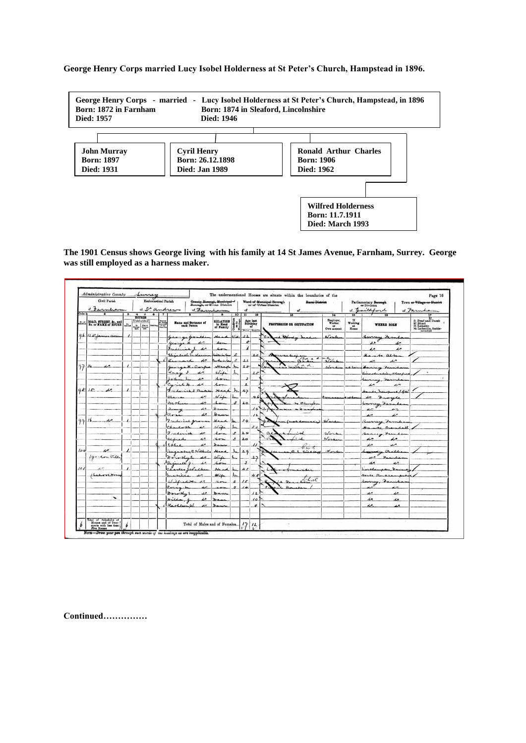**George Henry Corps married Lucy Isobel Holderness at St Peter's Church, Hampstead in 1896.**

**George Henry Corps - married - Lucy Isobel Holderness at St Peter's Church, Hampstead, in 1896**
**Born: 1872 in Farnham** **Born: 1874 in Sleaford, Lincolnshire**
**Died: 1957** **Died: 1946**

**John Murray**
**Born: 1897**
**Died: 1931**

**Cyril Henry**
**Born: 26.12.1898**
**Died: Jan 1989**

**Ronald Arthur Charles**
**Born: 1906**
**Died: 1962**

**Wilfred Holderness**
**Born: 11.7.1911**
**Died: March 1993**

**The 1901 Census shows George living with his family at 14 St James Avenue, Farnham, Surrey. George was still employed as a harness maker.**

Administrative County: Surrey

The undermentioned Houses are situate within the boundaries of the

Civil Parish of Farnham; Ecclesiastical Parish of St Andrew; County Borough, Municipal Borough, or Urban District of Farnham; Parliamentary Division of Guildford; Town or Village or Hamlet of Farnham

| No. of Schedule | Road, Street, &c., and No. or Name of House | Name and Surname of each Person | Relation to Head of Family | Condition as to Marriage | Age last Birthday (Males) | Age last Birthday (Females) | Profession or Occupation | Employer, Worker, or Own account | If Working at Home | Where Born |
|---|---|---|---|---|---|---|---|---|---|---|
| 96 | 12 St James Avenue | George Goulden | Head | Wid | 32 | | Cycle Body Maker | Worker | | Surrey Farnham |
| | | George H do | Son | | 8 | | | | | do do |
| | | Frederick J do | Son | | 6 | | | | | do do |
| | | Elizabeth Ludlam | Sister in law | S | | 26 | Housekeeper | | | Hants Alton |
| | | Leonard do | Brother in law | S | 23 | | Journeyman Baker Bread | Worker | | do do |
| 97 | 14 | do | George H. Corps | Head | M | 28 | | Harness Maker Saddler | Worker | at home | Surrey Farnham |
| | | Lucy I do | Wife | M | | 25 | | | | Lincolnshire, Sleaford |
| | | John M do | Son | | 3 | | | | | Surrey, Farnham |
| | | Cyril H. do | Son | | 2 | | | | | do do |
| 98 | 15 | do | Frederick J Rumbold | Head | M | 47 | | | | | Hants Newport I of W |
| | | Clara do | Wife | M | | 46 | Dressmaker | Own account | at home | do Froyle |
| | | Arthur do | Son | S | 20 | | Apprentice to Plumber | | | Surrey Farnham |
| | | Amy do | Daur | | | 15 | Apprentice to Dressmaker | | | do do |
| | | Rose do | Daur | | | 12 | | | | do do |
| 99 | 16 | do | Frederick Brown | Head | M | 54 | | Gardener (not domestic) | Worker | | Surrey Farnham |
| | | Charlotte do | Wife | M | | 52 | | | | Hants, Crondall |
| | | Frederick do | Son | S | 24 | | Blacksmith | Worker | | Surrey Farnham |
| | | Alfred do | Son | S | 20 | | Blacksmith | Worker | | do do |
| | | Ethel do | Daur | | | 11 | | | | do do |
| 100 | do (Gordon Villa) | Augustus C Wilkins | Head | M | 29 | | Engineman C. E. Railway | Worker | | Surrey Oakham |
| | | Dorothy do | Wife | M | | 27 | | | | do Farnham |
| | | Reginald J. do | Son | | 3 | | | | | do do |
| 101 | do (Laburnum) | Charles Walker | Head | M | 48 | | Schoolmaster | | | Northampton, Daventry |
| | | Matilda do | Wife | M | | 48 | | | | Notts, Southampton |
| | | Wilfred do | Son | S | 18 | | Pupil Teacher Schol | | | Surrey, Farnham |
| | | Percy do | Son | S | 16 | | Pupil Teacher | | | do do |
| | | Dorothy do | Daur | | | 12 | | | | do do |
| | | Hilda J do | Daur | | | 10 | | | | do do |
| | | Kathleen do | Daur | | | 8 | | | | do do |
| 6 | Total of Houses | Total of Males and of Females | | | 17 | 12 | | | | |

Note—Draw your pen through such words of the headings as are inapplicable.

**Continued……………**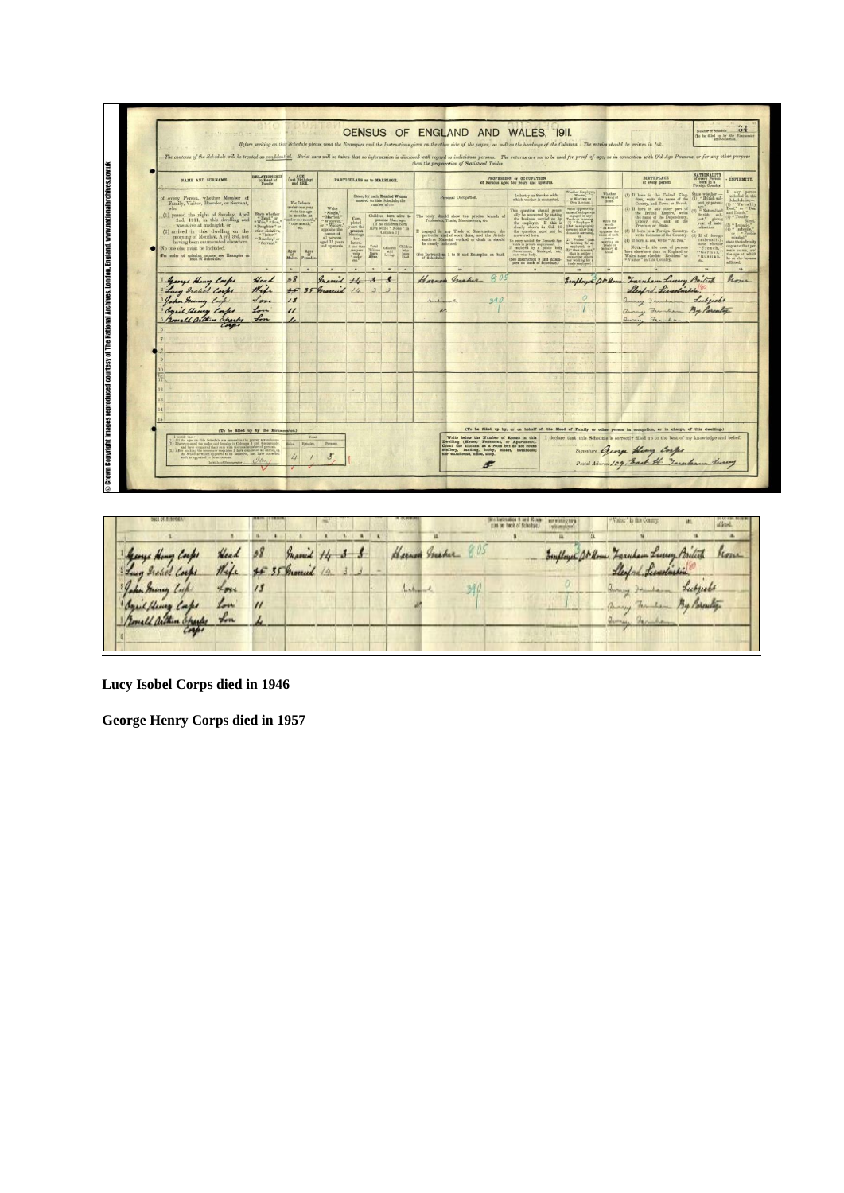**Lucy Isobel Corps died in 1946**

**George Henry Corps died in 1957**